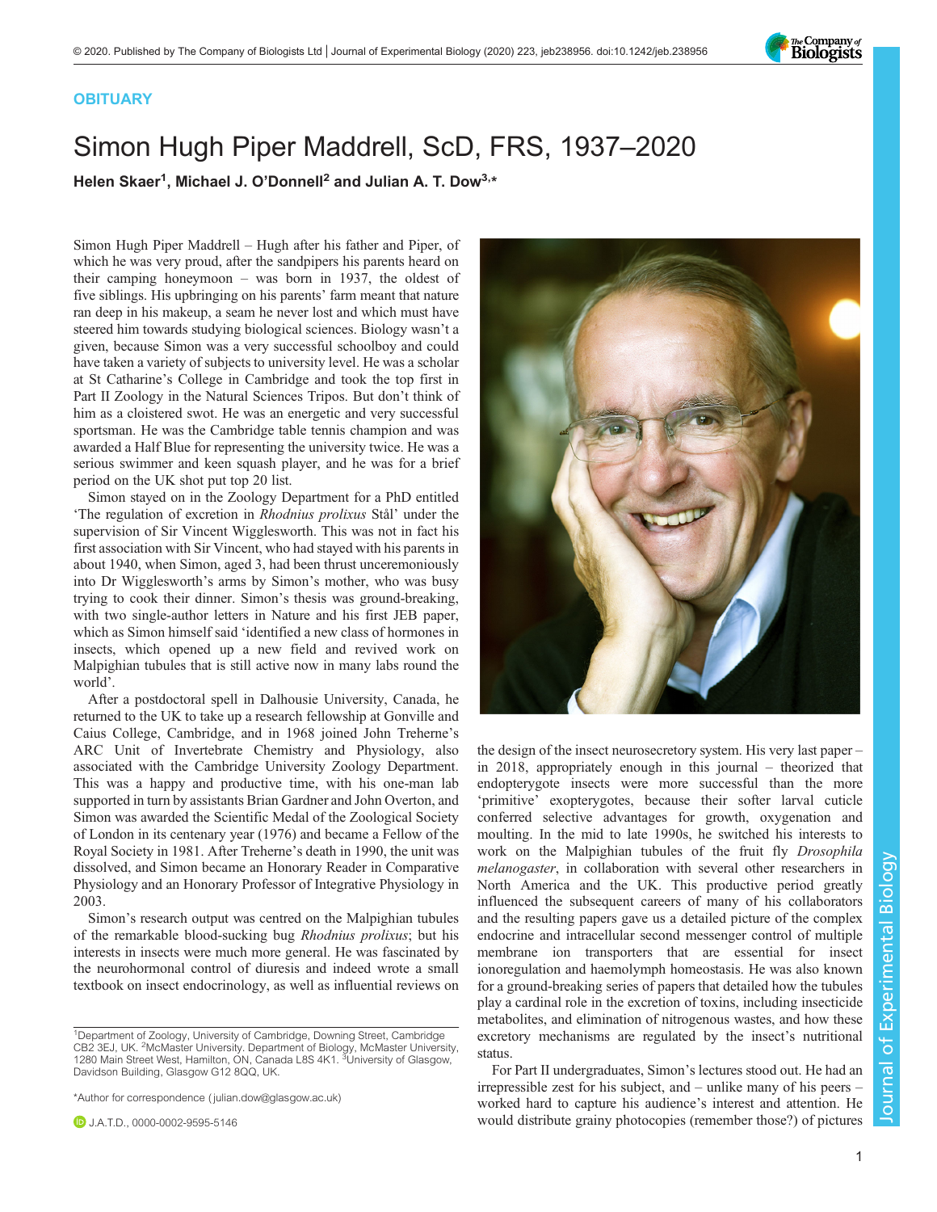OBITUARY

# Simon Hugh Piper Maddrell, ScD, FRS, 1937–2020

**Helen Skaer[1], Michael J. O'Donnell[2] and Julian A. T. Dow[3,*]**

Simon Hugh Piper Maddrell – Hugh after his father and Piper, of which he was very proud, after the sandpipers his parents heard on their camping honeymoon – was born in 1937, the oldest of five siblings. His upbringing on his parents' farm meant that nature ran deep in his makeup, a seam he never lost and which must have steered him towards studying biological sciences. Biology wasn't a given, because Simon was a very successful schoolboy and could have taken a variety of subjects to university level. He was a scholar at St Catharine's College in Cambridge and took the top first in Part II Zoology in the Natural Sciences Tripos. But don't think of him as a cloistered swot. He was an energetic and very successful sportsman. He was the Cambridge table tennis champion and was awarded a Half Blue for representing the university twice. He was a serious swimmer and keen squash player, and he was for a brief period on the UK shot put top 20 list.

Simon stayed on in the Zoology Department for a PhD entitled 'The regulation of excretion in *Rhodnius prolixus* Stål' under the supervision of Sir Vincent Wigglesworth. This was not in fact his first association with Sir Vincent, who had stayed with his parents in about 1940, when Simon, aged 3, had been thrust unceremoniously into Dr Wigglesworth's arms by Simon's mother, who was busy trying to cook their dinner. Simon's thesis was ground-breaking, with two single-author letters in Nature and his first JEB paper, which as Simon himself said 'identified a new class of hormones in insects, which opened up a new field and revived work on Malpighian tubules that is still active now in many labs round the world'.

After a postdoctoral spell in Dalhousie University, Canada, he returned to the UK to take up a research fellowship at Gonville and Caius College, Cambridge, and in 1968 joined John Treherne's ARC Unit of Invertebrate Chemistry and Physiology, also associated with the Cambridge University Zoology Department. This was a happy and productive time, with his one-man lab supported in turn by assistants Brian Gardner and John Overton, and Simon was awarded the Scientific Medal of the Zoological Society of London in its centenary year (1976) and became a Fellow of the Royal Society in 1981. After Treherne's death in 1990, the unit was dissolved, and Simon became an Honorary Reader in Comparative Physiology and an Honorary Professor of Integrative Physiology in 2003.

Simon's research output was centred on the Malpighian tubules of the remarkable blood-sucking bug *Rhodnius prolixus*; but his interests in insects were much more general. He was fascinated by the neurohormonal control of diuresis and indeed wrote a small textbook on insect endocrinology, as well as influential reviews on the design of the insect neurosecretory system. His very last paper – in 2018, appropriately enough in this journal – theorized that endopterygote insects were more successful than the more 'primitive' exopterygotes, because their softer larval cuticle conferred selective advantages for growth, oxygenation and moulting. In the mid to late 1990s, he switched his interests to work on the Malpighian tubules of the fruit fly *Drosophila melanogaster*, in collaboration with several other researchers in North America and the UK. This productive period greatly influenced the subsequent careers of many of his collaborators and the resulting papers gave us a detailed picture of the complex endocrine and intracellular second messenger control of multiple membrane ion transporters that are essential for insect ionoregulation and haemolymph homeostasis. He was also known for a ground-breaking series of papers that detailed how the tubules play a cardinal role in the excretion of toxins, including insecticide metabolites, and elimination of nitrogenous wastes, and how these excretory mechanisms are regulated by the insect's nutritional status.

For Part II undergraduates, Simon's lectures stood out. He had an irrepressible zest for his subject, and – unlike many of his peers – worked hard to capture his audience's interest and attention. He would distribute grainy photocopies (remember those?) of pictures

[1]Department of Zoology, University of Cambridge, Downing Street, Cambridge CB2 3EJ, UK. [2]McMaster University. Department of Biology, McMaster University, 1280 Main Street West, Hamilton, ON, Canada L8S 4K1. [3]University of Glasgow, Davidson Building, Glasgow G12 8QQ, UK.

*Author for correspondence (julian.dow@glasgow.ac.uk)

J.A.T.D., 0000-0002-9595-5146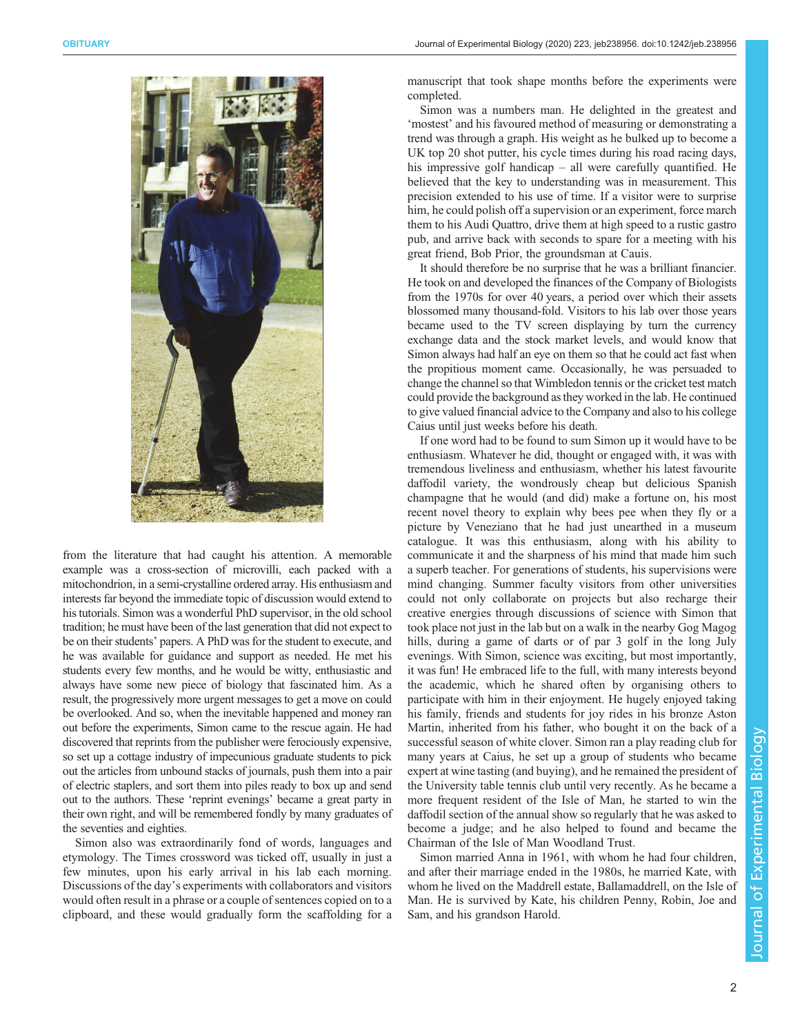from the literature that had caught his attention. A memorable example was a cross-section of microvilli, each packed with a mitochondrion, in a semi-crystalline ordered array. His enthusiasm and interests far beyond the immediate topic of discussion would extend to his tutorials. Simon was a wonderful PhD supervisor, in the old school tradition; he must have been of the last generation that did not expect to be on their students' papers. A PhD was for the student to execute, and he was available for guidance and support as needed. He met his students every few months, and he would be witty, enthusiastic and always have some new piece of biology that fascinated him. As a result, the progressively more urgent messages to get a move on could be overlooked. And so, when the inevitable happened and money ran out before the experiments, Simon came to the rescue again. He had discovered that reprints from the publisher were ferociously expensive, so set up a cottage industry of impecunious graduate students to pick out the articles from unbound stacks of journals, push them into a pair of electric staplers, and sort them into piles ready to box up and send out to the authors. These 'reprint evenings' became a great party in their own right, and will be remembered fondly by many graduates of the seventies and eighties.

Simon also was extraordinarily fond of words, languages and etymology. The Times crossword was ticked off, usually in just a few minutes, upon his early arrival in his lab each morning. Discussions of the day's experiments with collaborators and visitors would often result in a phrase or a couple of sentences copied on to a clipboard, and these would gradually form the scaffolding for a manuscript that took shape months before the experiments were completed.

Simon was a numbers man. He delighted in the greatest and 'mostest' and his favoured method of measuring or demonstrating a trend was through a graph. His weight as he bulked up to become a UK top 20 shot putter, his cycle times during his road racing days, his impressive golf handicap – all were carefully quantified. He believed that the key to understanding was in measurement. This precision extended to his use of time. If a visitor were to surprise him, he could polish off a supervision or an experiment, force march them to his Audi Quattro, drive them at high speed to a rustic gastro pub, and arrive back with seconds to spare for a meeting with his great friend, Bob Prior, the groundsman at Cauis.

It should therefore be no surprise that he was a brilliant financier. He took on and developed the finances of the Company of Biologists from the 1970s for over 40 years, a period over which their assets blossomed many thousand-fold. Visitors to his lab over those years became used to the TV screen displaying by turn the currency exchange data and the stock market levels, and would know that Simon always had half an eye on them so that he could act fast when the propitious moment came. Occasionally, he was persuaded to change the channel so that Wimbledon tennis or the cricket test match could provide the background as they worked in the lab. He continued to give valued financial advice to the Company and also to his college Caius until just weeks before his death.

If one word had to be found to sum Simon up it would have to be enthusiasm. Whatever he did, thought or engaged with, it was with tremendous liveliness and enthusiasm, whether his latest favourite daffodil variety, the wondrously cheap but delicious Spanish champagne that he would (and did) make a fortune on, his most recent novel theory to explain why bees pee when they fly or a picture by Veneziano that he had just unearthed in a museum catalogue. It was this enthusiasm, along with his ability to communicate it and the sharpness of his mind that made him such a superb teacher. For generations of students, his supervisions were mind changing. Summer faculty visitors from other universities could not only collaborate on projects but also recharge their creative energies through discussions of science with Simon that took place not just in the lab but on a walk in the nearby Gog Magog hills, during a game of darts or of par 3 golf in the long July evenings. With Simon, science was exciting, but most importantly, it was fun! He embraced life to the full, with many interests beyond the academic, which he shared often by organising others to participate with him in their enjoyment. He hugely enjoyed taking his family, friends and students for joy rides in his bronze Aston Martin, inherited from his father, who bought it on the back of a successful season of white clover. Simon ran a play reading club for many years at Caius, he set up a group of students who became expert at wine tasting (and buying), and he remained the president of the University table tennis club until very recently. As he became a more frequent resident of the Isle of Man, he started to win the daffodil section of the annual show so regularly that he was asked to become a judge; and he also helped to found and became the Chairman of the Isle of Man Woodland Trust.

Simon married Anna in 1961, with whom he had four children, and after their marriage ended in the 1980s, he married Kate, with whom he lived on the Maddrell estate, Ballamaddrell, on the Isle of Man. He is survived by Kate, his children Penny, Robin, Joe and Sam, and his grandson Harold.